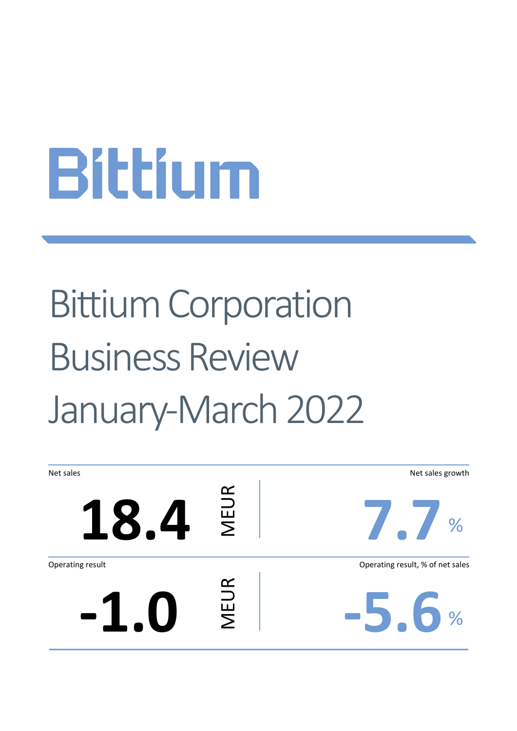# Bittium

# Bittium Corporation Business Review January-March 2022

| Net sales | Net sales growth |
|---|---|
| **18.4** MEUR | **7.7** % |

| Operating result | Operating result, % of net sales |
|---|---|
| **-1.0** MEUR | **-5.6** % |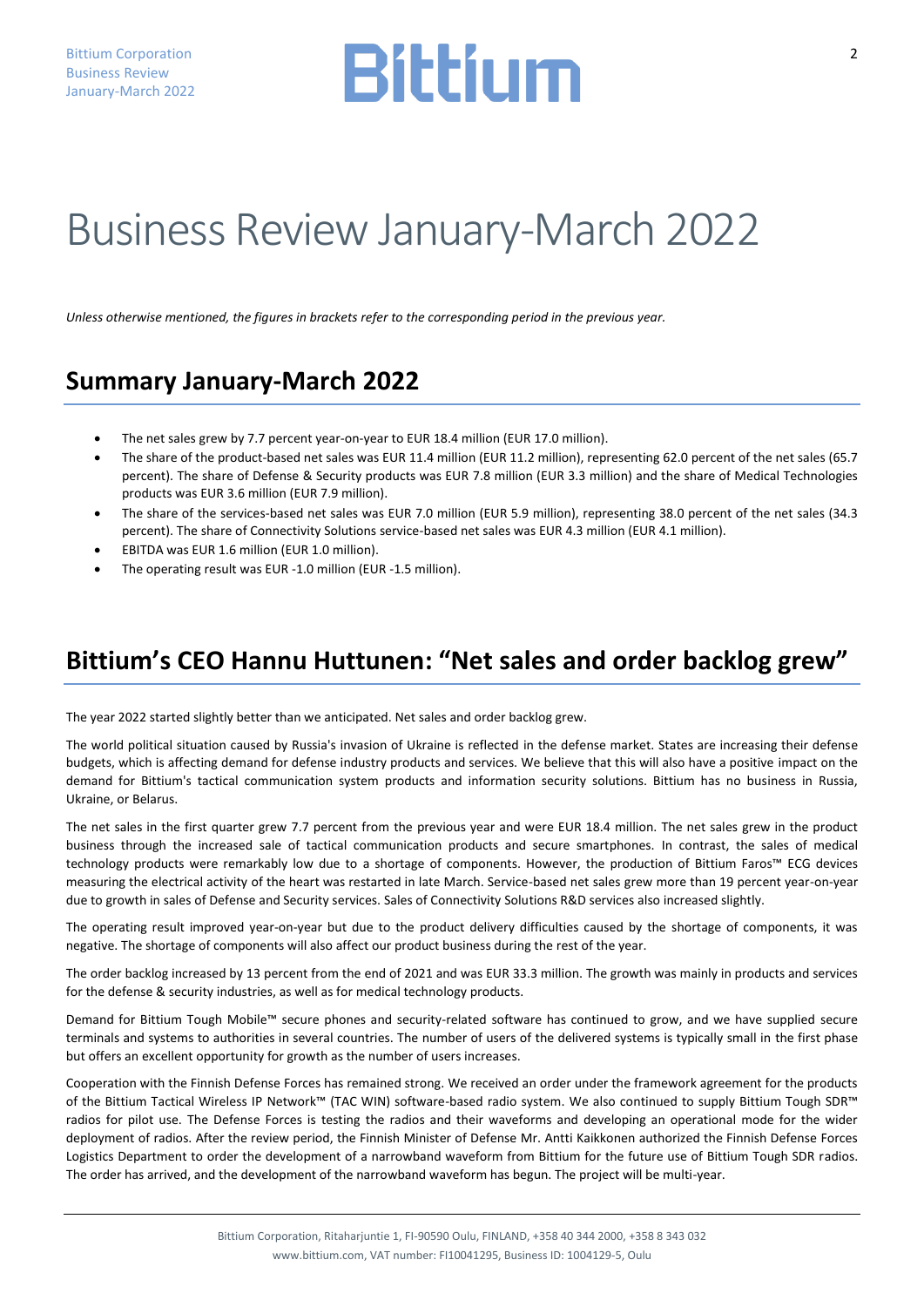# Business Review January-March 2022

*Unless otherwise mentioned, the figures in brackets refer to the corresponding period in the previous year.*

## Summary January-March 2022

- The net sales grew by 7.7 percent year-on-year to EUR 18.4 million (EUR 17.0 million).
- The share of the product-based net sales was EUR 11.4 million (EUR 11.2 million), representing 62.0 percent of the net sales (65.7 percent). The share of Defense & Security products was EUR 7.8 million (EUR 3.3 million) and the share of Medical Technologies products was EUR 3.6 million (EUR 7.9 million).
- The share of the services-based net sales was EUR 7.0 million (EUR 5.9 million), representing 38.0 percent of the net sales (34.3 percent). The share of Connectivity Solutions service-based net sales was EUR 4.3 million (EUR 4.1 million).
- EBITDA was EUR 1.6 million (EUR 1.0 million).
- The operating result was EUR -1.0 million (EUR -1.5 million).

## Bittium's CEO Hannu Huttunen: "Net sales and order backlog grew"

The year 2022 started slightly better than we anticipated. Net sales and order backlog grew.

The world political situation caused by Russia's invasion of Ukraine is reflected in the defense market. States are increasing their defense budgets, which is affecting demand for defense industry products and services. We believe that this will also have a positive impact on the demand for Bittium's tactical communication system products and information security solutions. Bittium has no business in Russia, Ukraine, or Belarus.

The net sales in the first quarter grew 7.7 percent from the previous year and were EUR 18.4 million. The net sales grew in the product business through the increased sale of tactical communication products and secure smartphones. In contrast, the sales of medical technology products were remarkably low due to a shortage of components. However, the production of Bittium Faros™ ECG devices measuring the electrical activity of the heart was restarted in late March. Service-based net sales grew more than 19 percent year-on-year due to growth in sales of Defense and Security services. Sales of Connectivity Solutions R&D services also increased slightly.

The operating result improved year-on-year but due to the product delivery difficulties caused by the shortage of components, it was negative. The shortage of components will also affect our product business during the rest of the year.

The order backlog increased by 13 percent from the end of 2021 and was EUR 33.3 million. The growth was mainly in products and services for the defense & security industries, as well as for medical technology products.

Demand for Bittium Tough Mobile™ secure phones and security-related software has continued to grow, and we have supplied secure terminals and systems to authorities in several countries. The number of users of the delivered systems is typically small in the first phase but offers an excellent opportunity for growth as the number of users increases.

Cooperation with the Finnish Defense Forces has remained strong. We received an order under the framework agreement for the products of the Bittium Tactical Wireless IP Network™ (TAC WIN) software-based radio system. We also continued to supply Bittium Tough SDR™ radios for pilot use. The Defense Forces is testing the radios and their waveforms and developing an operational mode for the wider deployment of radios. After the review period, the Finnish Minister of Defense Mr. Antti Kaikkonen authorized the Finnish Defense Forces Logistics Department to order the development of a narrowband waveform from Bittium for the future use of Bittium Tough SDR radios. The order has arrived, and the development of the narrowband waveform has begun. The project will be multi-year.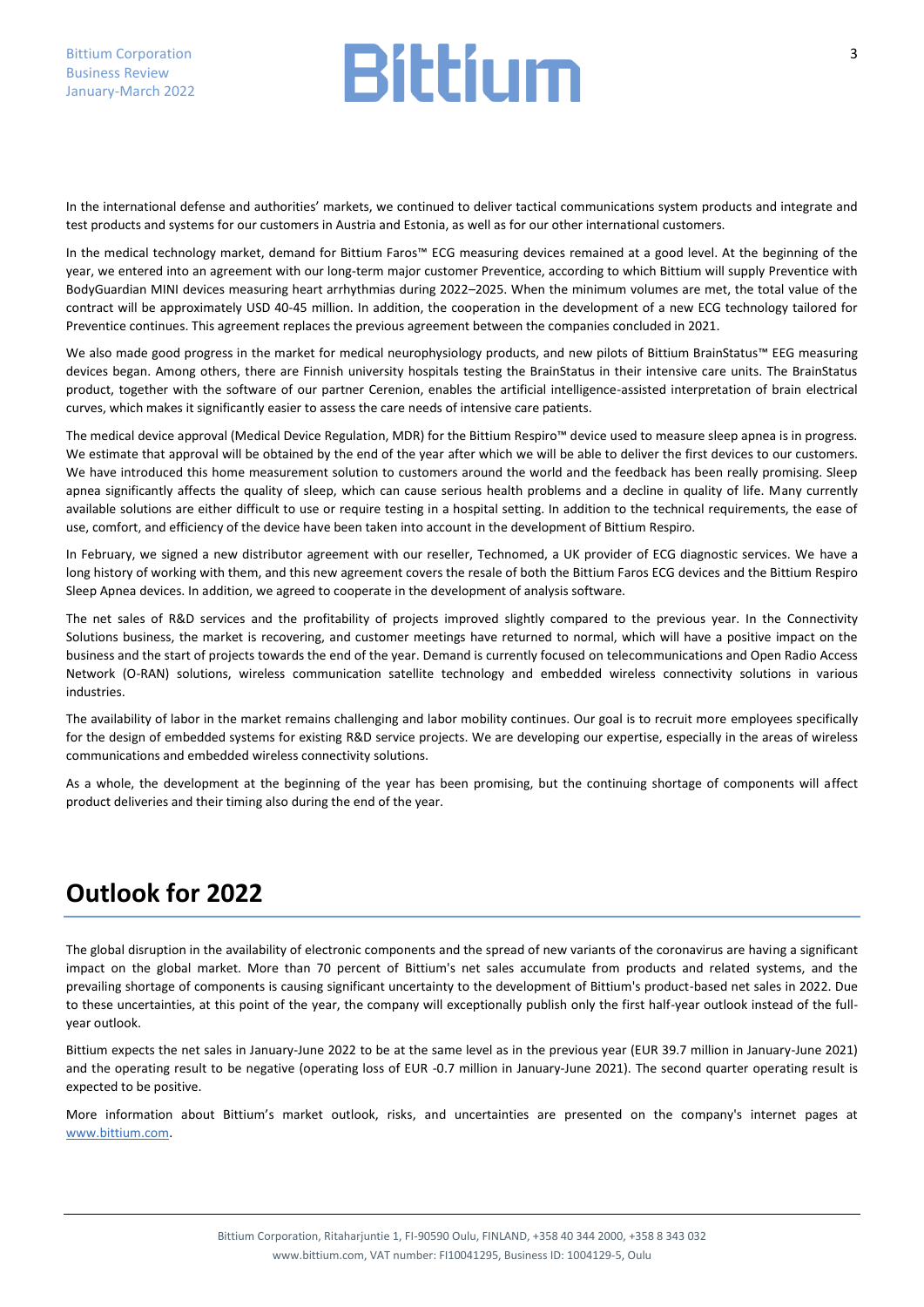In the international defense and authorities' markets, we continued to deliver tactical communications system products and integrate and test products and systems for our customers in Austria and Estonia, as well as for our other international customers.

In the medical technology market, demand for Bittium Faros™ ECG measuring devices remained at a good level. At the beginning of the year, we entered into an agreement with our long-term major customer Preventice, according to which Bittium will supply Preventice with BodyGuardian MINI devices measuring heart arrhythmias during 2022–2025. When the minimum volumes are met, the total value of the contract will be approximately USD 40-45 million. In addition, the cooperation in the development of a new ECG technology tailored for Preventice continues. This agreement replaces the previous agreement between the companies concluded in 2021.

We also made good progress in the market for medical neurophysiology products, and new pilots of Bittium BrainStatus™ EEG measuring devices began. Among others, there are Finnish university hospitals testing the BrainStatus in their intensive care units. The BrainStatus product, together with the software of our partner Cerenion, enables the artificial intelligence-assisted interpretation of brain electrical curves, which makes it significantly easier to assess the care needs of intensive care patients.

The medical device approval (Medical Device Regulation, MDR) for the Bittium Respiro™ device used to measure sleep apnea is in progress. We estimate that approval will be obtained by the end of the year after which we will be able to deliver the first devices to our customers. We have introduced this home measurement solution to customers around the world and the feedback has been really promising. Sleep apnea significantly affects the quality of sleep, which can cause serious health problems and a decline in quality of life. Many currently available solutions are either difficult to use or require testing in a hospital setting. In addition to the technical requirements, the ease of use, comfort, and efficiency of the device have been taken into account in the development of Bittium Respiro.

In February, we signed a new distributor agreement with our reseller, Technomed, a UK provider of ECG diagnostic services. We have a long history of working with them, and this new agreement covers the resale of both the Bittium Faros ECG devices and the Bittium Respiro Sleep Apnea devices. In addition, we agreed to cooperate in the development of analysis software.

The net sales of R&D services and the profitability of projects improved slightly compared to the previous year. In the Connectivity Solutions business, the market is recovering, and customer meetings have returned to normal, which will have a positive impact on the business and the start of projects towards the end of the year. Demand is currently focused on telecommunications and Open Radio Access Network (O-RAN) solutions, wireless communication satellite technology and embedded wireless connectivity solutions in various industries.

The availability of labor in the market remains challenging and labor mobility continues. Our goal is to recruit more employees specifically for the design of embedded systems for existing R&D service projects. We are developing our expertise, especially in the areas of wireless communications and embedded wireless connectivity solutions.

As a whole, the development at the beginning of the year has been promising, but the continuing shortage of components will affect product deliveries and their timing also during the end of the year.

# Outlook for 2022

The global disruption in the availability of electronic components and the spread of new variants of the coronavirus are having a significant impact on the global market. More than 70 percent of Bittium's net sales accumulate from products and related systems, and the prevailing shortage of components is causing significant uncertainty to the development of Bittium's product-based net sales in 2022. Due to these uncertainties, at this point of the year, the company will exceptionally publish only the first half-year outlook instead of the full-year outlook.

Bittium expects the net sales in January-June 2022 to be at the same level as in the previous year (EUR 39.7 million in January-June 2021) and the operating result to be negative (operating loss of EUR -0.7 million in January-June 2021). The second quarter operating result is expected to be positive.

More information about Bittium's market outlook, risks, and uncertainties are presented on the company's internet pages at www.bittium.com.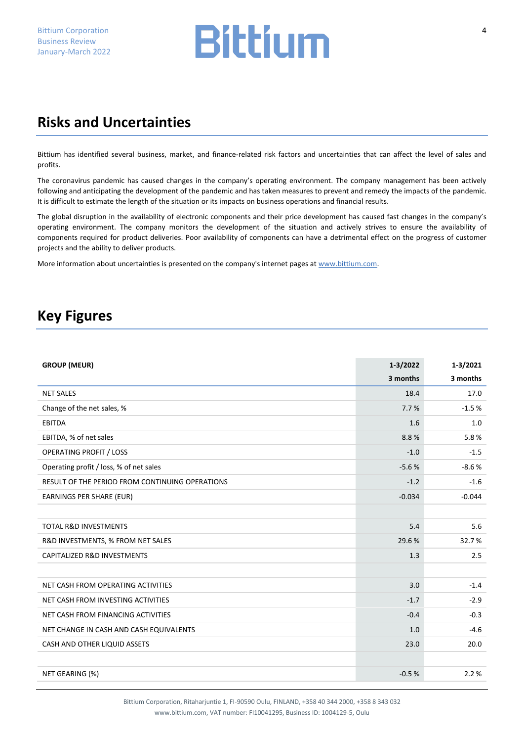## Risks and Uncertainties

Bittium has identified several business, market, and finance-related risk factors and uncertainties that can affect the level of sales and profits.

The coronavirus pandemic has caused changes in the company's operating environment. The company management has been actively following and anticipating the development of the pandemic and has taken measures to prevent and remedy the impacts of the pandemic. It is difficult to estimate the length of the situation or its impacts on business operations and financial results.

The global disruption in the availability of electronic components and their price development has caused fast changes in the company's operating environment. The company monitors the development of the situation and actively strives to ensure the availability of components required for product deliveries. Poor availability of components can have a detrimental effect on the progress of customer projects and the ability to deliver products.

More information about uncertainties is presented on the company's internet pages at www.bittium.com.

## Key Figures

| GROUP (MEUR) | 1-3/2022<br>3 months | 1-3/2021<br>3 months |
|---|---|---|
| NET SALES | 18.4 | 17.0 |
| Change of the net sales, % | 7.7 % | -1.5 % |
| EBITDA | 1.6 | 1.0 |
| EBITDA, % of net sales | 8.8 % | 5.8 % |
| OPERATING PROFIT / LOSS | -1.0 | -1.5 |
| Operating profit / loss, % of net sales | -5.6 % | -8.6 % |
| RESULT OF THE PERIOD FROM CONTINUING OPERATIONS | -1.2 | -1.6 |
| EARNINGS PER SHARE (EUR) | -0.034 | -0.044 |
| | | |
| TOTAL R&D INVESTMENTS | 5.4 | 5.6 |
| R&D INVESTMENTS, % FROM NET SALES | 29.6 % | 32.7 % |
| CAPITALIZED R&D INVESTMENTS | 1.3 | 2.5 |
| | | |
| NET CASH FROM OPERATING ACTIVITIES | 3.0 | -1.4 |
| NET CASH FROM INVESTING ACTIVITIES | -1.7 | -2.9 |
| NET CASH FROM FINANCING ACTIVITIES | -0.4 | -0.3 |
| NET CHANGE IN CASH AND CASH EQUIVALENTS | 1.0 | -4.6 |
| CASH AND OTHER LIQUID ASSETS | 23.0 | 20.0 |
| | | |
| NET GEARING (%) | -0.5 % | 2.2 % |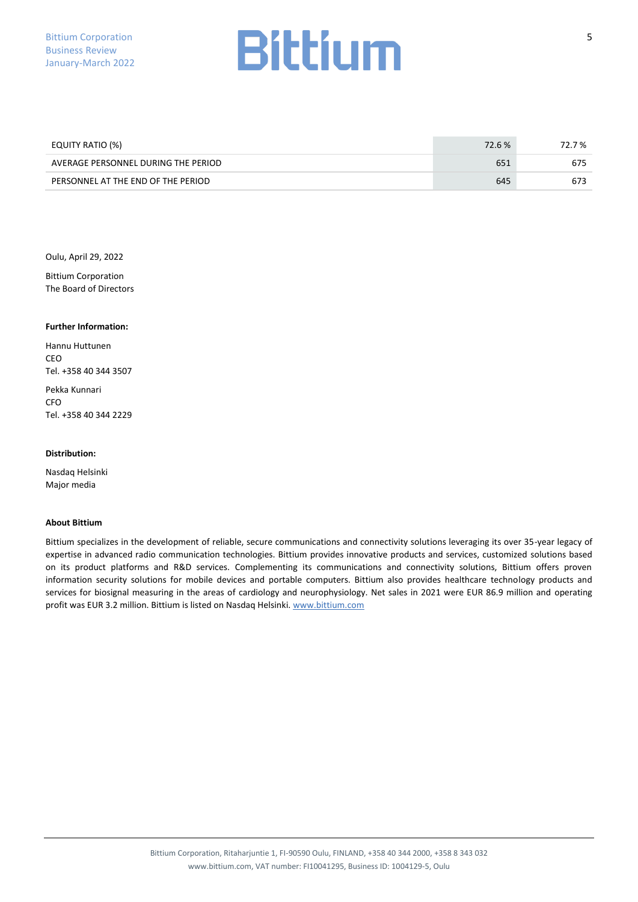| | | |
|---|---|---|
| EQUITY RATIO (%) | 72.6 % | 72.7 % |
| AVERAGE PERSONNEL DURING THE PERIOD | 651 | 675 |
| PERSONNEL AT THE END OF THE PERIOD | 645 | 673 |

Oulu, April 29, 2022

Bittium Corporation
The Board of Directors

**Further Information:**

Hannu Huttunen
CEO
Tel. +358 40 344 3507

Pekka Kunnari
CFO
Tel. +358 40 344 2229

**Distribution:**

Nasdaq Helsinki
Major media

**About Bittium**

Bittium specializes in the development of reliable, secure communications and connectivity solutions leveraging its over 35-year legacy of expertise in advanced radio communication technologies. Bittium provides innovative products and services, customized solutions based on its product platforms and R&D services. Complementing its communications and connectivity solutions, Bittium offers proven information security solutions for mobile devices and portable computers. Bittium also provides healthcare technology products and services for biosignal measuring in the areas of cardiology and neurophysiology. Net sales in 2021 were EUR 86.9 million and operating profit was EUR 3.2 million. Bittium is listed on Nasdaq Helsinki. www.bittium.com

Bittium Corporation, Ritaharjuntie 1, FI-90590 Oulu, FINLAND, +358 40 344 2000, +358 8 343 032
www.bittium.com, VAT number: FI10041295, Business ID: 1004129-5, Oulu